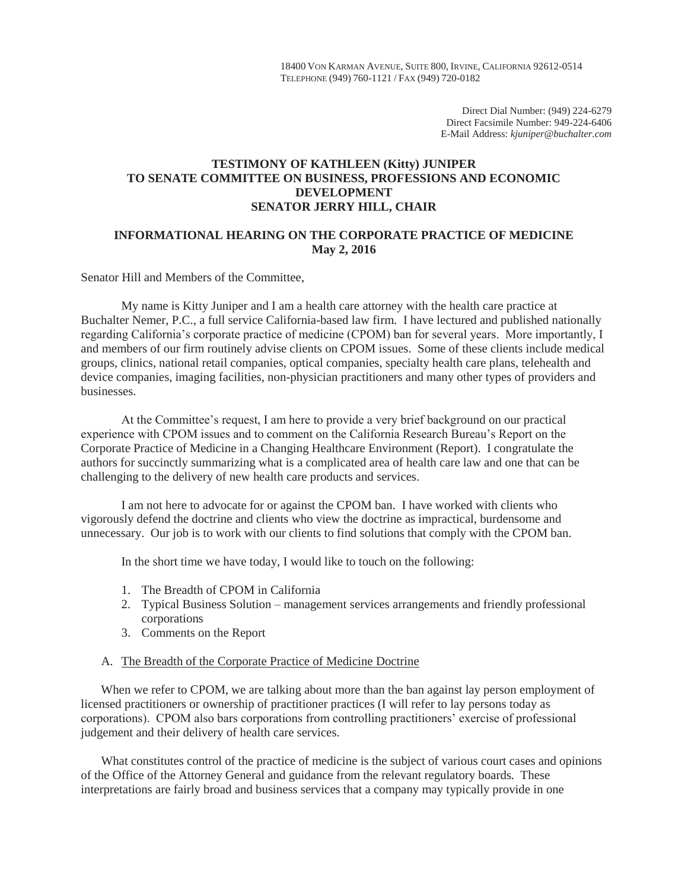18400 Von Karman Avenue, Suite 800, Irvine, California 92612-0514
Telephone (949) 760-1121 / Fax (949) 720-0182

Direct Dial Number: (949) 224-6279
Direct Facsimile Number: 949-224-6406
E-Mail Address: *kjuniper@buchalter.com*

**TESTIMONY OF KATHLEEN (Kitty) JUNIPER**
**TO SENATE COMMITTEE ON BUSINESS, PROFESSIONS AND ECONOMIC DEVELOPMENT**
**SENATOR JERRY HILL, CHAIR**

**INFORMATIONAL HEARING ON THE CORPORATE PRACTICE OF MEDICINE**
**May 2, 2016**

Senator Hill and Members of the Committee,

My name is Kitty Juniper and I am a health care attorney with the health care practice at Buchalter Nemer, P.C., a full service California-based law firm. I have lectured and published nationally regarding California's corporate practice of medicine (CPOM) ban for several years. More importantly, I and members of our firm routinely advise clients on CPOM issues. Some of these clients include medical groups, clinics, national retail companies, optical companies, specialty health care plans, telehealth and device companies, imaging facilities, non-physician practitioners and many other types of providers and businesses.

At the Committee's request, I am here to provide a very brief background on our practical experience with CPOM issues and to comment on the California Research Bureau's Report on the Corporate Practice of Medicine in a Changing Healthcare Environment (Report). I congratulate the authors for succinctly summarizing what is a complicated area of health care law and one that can be challenging to the delivery of new health care products and services.

I am not here to advocate for or against the CPOM ban. I have worked with clients who vigorously defend the doctrine and clients who view the doctrine as impractical, burdensome and unnecessary. Our job is to work with our clients to find solutions that comply with the CPOM ban.

In the short time we have today, I would like to touch on the following:

1. The Breadth of CPOM in California
2. Typical Business Solution – management services arrangements and friendly professional corporations
3. Comments on the Report

A. <u>The Breadth of the Corporate Practice of Medicine Doctrine</u>

When we refer to CPOM, we are talking about more than the ban against lay person employment of licensed practitioners or ownership of practitioner practices (I will refer to lay persons today as corporations). CPOM also bars corporations from controlling practitioners' exercise of professional judgement and their delivery of health care services.

What constitutes control of the practice of medicine is the subject of various court cases and opinions of the Office of the Attorney General and guidance from the relevant regulatory boards. These interpretations are fairly broad and business services that a company may typically provide in one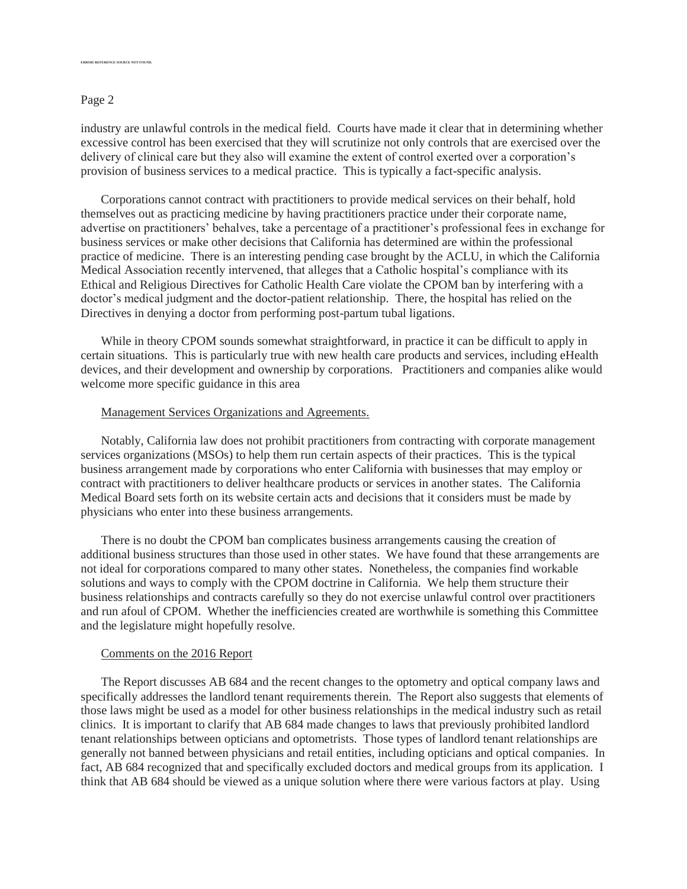industry are unlawful controls in the medical field. Courts have made it clear that in determining whether excessive control has been exercised that they will scrutinize not only controls that are exercised over the delivery of clinical care but they also will examine the extent of control exerted over a corporation's provision of business services to a medical practice. This is typically a fact-specific analysis.

Corporations cannot contract with practitioners to provide medical services on their behalf, hold themselves out as practicing medicine by having practitioners practice under their corporate name, advertise on practitioners' behalves, take a percentage of a practitioner's professional fees in exchange for business services or make other decisions that California has determined are within the professional practice of medicine. There is an interesting pending case brought by the ACLU, in which the California Medical Association recently intervened, that alleges that a Catholic hospital's compliance with its Ethical and Religious Directives for Catholic Health Care violate the CPOM ban by interfering with a doctor's medical judgment and the doctor-patient relationship. There, the hospital has relied on the Directives in denying a doctor from performing post-partum tubal ligations.

While in theory CPOM sounds somewhat straightforward, in practice it can be difficult to apply in certain situations. This is particularly true with new health care products and services, including eHealth devices, and their development and ownership by corporations. Practitioners and companies alike would welcome more specific guidance in this area

Management Services Organizations and Agreements.

Notably, California law does not prohibit practitioners from contracting with corporate management services organizations (MSOs) to help them run certain aspects of their practices. This is the typical business arrangement made by corporations who enter California with businesses that may employ or contract with practitioners to deliver healthcare products or services in another states. The California Medical Board sets forth on its website certain acts and decisions that it considers must be made by physicians who enter into these business arrangements.

There is no doubt the CPOM ban complicates business arrangements causing the creation of additional business structures than those used in other states. We have found that these arrangements are not ideal for corporations compared to many other states. Nonetheless, the companies find workable solutions and ways to comply with the CPOM doctrine in California. We help them structure their business relationships and contracts carefully so they do not exercise unlawful control over practitioners and run afoul of CPOM. Whether the inefficiencies created are worthwhile is something this Committee and the legislature might hopefully resolve.

Comments on the 2016 Report

The Report discusses AB 684 and the recent changes to the optometry and optical company laws and specifically addresses the landlord tenant requirements therein. The Report also suggests that elements of those laws might be used as a model for other business relationships in the medical industry such as retail clinics. It is important to clarify that AB 684 made changes to laws that previously prohibited landlord tenant relationships between opticians and optometrists. Those types of landlord tenant relationships are generally not banned between physicians and retail entities, including opticians and optical companies. In fact, AB 684 recognized that and specifically excluded doctors and medical groups from its application. I think that AB 684 should be viewed as a unique solution where there were various factors at play. Using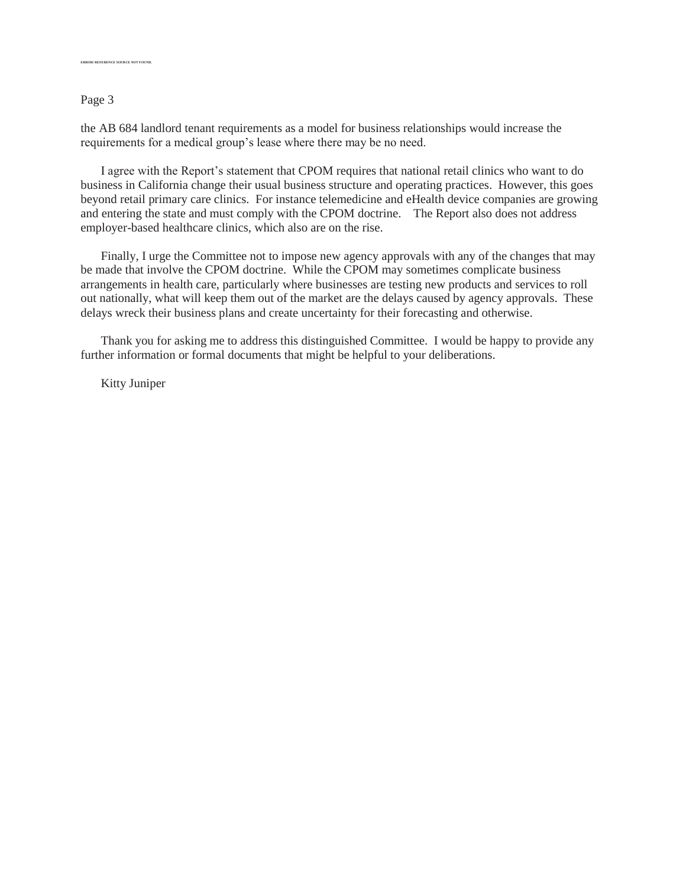the AB 684 landlord tenant requirements as a model for business relationships would increase the requirements for a medical group's lease where there may be no need.

I agree with the Report's statement that CPOM requires that national retail clinics who want to do business in California change their usual business structure and operating practices. However, this goes beyond retail primary care clinics. For instance telemedicine and eHealth device companies are growing and entering the state and must comply with the CPOM doctrine. The Report also does not address employer-based healthcare clinics, which also are on the rise.

Finally, I urge the Committee not to impose new agency approvals with any of the changes that may be made that involve the CPOM doctrine. While the CPOM may sometimes complicate business arrangements in health care, particularly where businesses are testing new products and services to roll out nationally, what will keep them out of the market are the delays caused by agency approvals. These delays wreck their business plans and create uncertainty for their forecasting and otherwise.

Thank you for asking me to address this distinguished Committee. I would be happy to provide any further information or formal documents that might be helpful to your deliberations.

Kitty Juniper